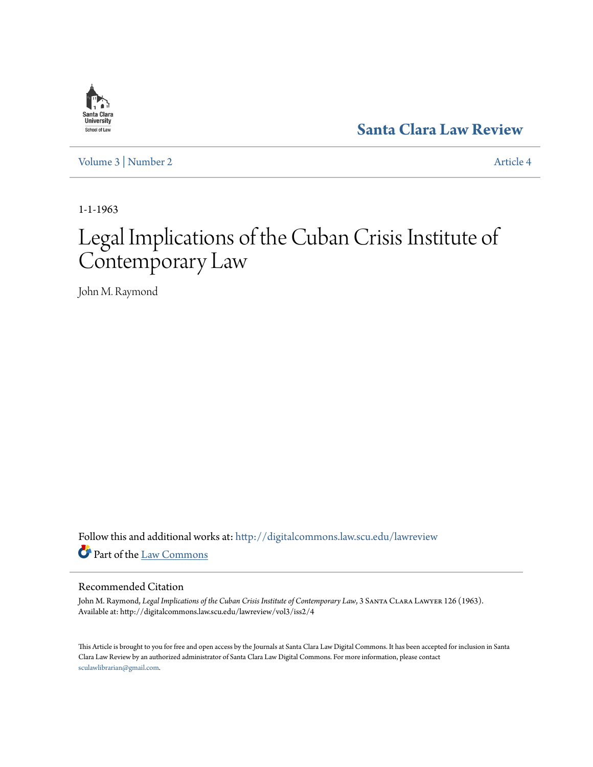Santa Clara University School of Law

# Santa Clara Law Review

Volume 3 | Number 2 Article 4

1-1-1963

# Legal Implications of the Cuban Crisis Institute of Contemporary Law

John M. Raymond

Follow this and additional works at: http://digitalcommons.law.scu.edu/lawreview

Part of the Law Commons

## Recommended Citation

John M. Raymond, *Legal Implications of the Cuban Crisis Institute of Contemporary Law*, 3 Santa Clara Lawyer 126 (1963).
Available at: http://digitalcommons.law.scu.edu/lawreview/vol3/iss2/4

This Article is brought to you for free and open access by the Journals at Santa Clara Law Digital Commons. It has been accepted for inclusion in Santa Clara Law Review by an authorized administrator of Santa Clara Law Digital Commons. For more information, please contact sculawlibrarian@gmail.com.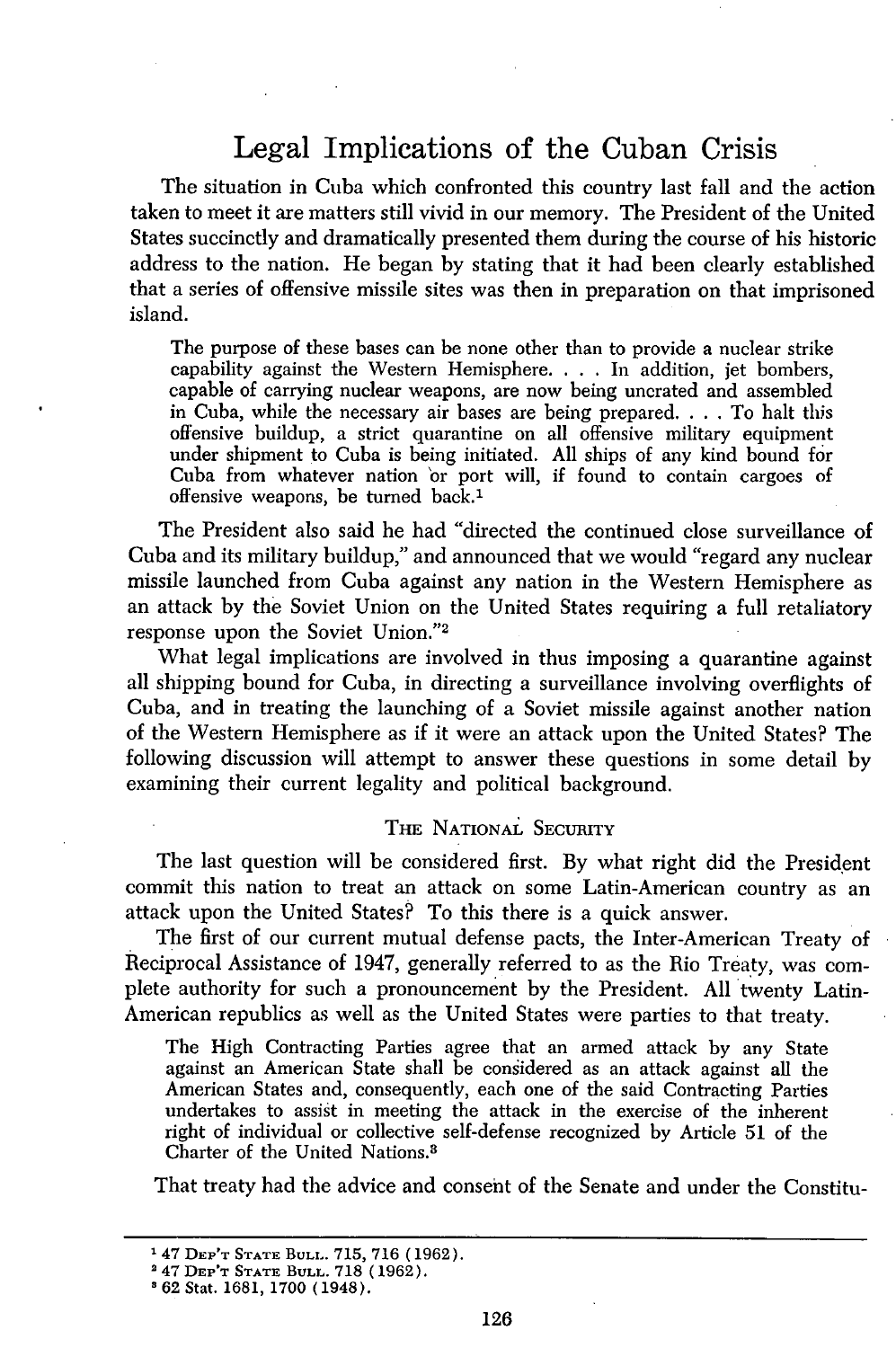# Legal Implications of the Cuban Crisis

The situation in Cuba which confronted this country last fall and the action taken to meet it are matters still vivid in our memory. The President of the United States succinctly and dramatically presented them during the course of his historic address to the nation. He began by stating that it had been clearly established that a series of offensive missile sites was then in preparation on that imprisoned island.

> The purpose of these bases can be none other than to provide a nuclear strike capability against the Western Hemisphere. . . . In addition, jet bombers, capable of carrying nuclear weapons, are now being uncrated and assembled in Cuba, while the necessary air bases are being prepared. . . . To halt this offensive buildup, a strict quarantine on all offensive military equipment under shipment to Cuba is being initiated. All ships of any kind bound for Cuba from whatever nation or port will, if found to contain cargoes of offensive weapons, be turned back.[1]

The President also said he had "directed the continued close surveillance of Cuba and its military buildup," and announced that we would "regard any nuclear missile launched from Cuba against any nation in the Western Hemisphere as an attack by the Soviet Union on the United States requiring a full retaliatory response upon the Soviet Union."[2]

What legal implications are involved in thus imposing a quarantine against all shipping bound for Cuba, in directing a surveillance involving overflights of Cuba, and in treating the launching of a Soviet missile against another nation of the Western Hemisphere as if it were an attack upon the United States? The following discussion will attempt to answer these questions in some detail by examining their current legality and political background.

## The National Security

The last question will be considered first. By what right did the President commit this nation to treat an attack on some Latin-American country as an attack upon the United States? To this there is a quick answer.

The first of our current mutual defense pacts, the Inter-American Treaty of Reciprocal Assistance of 1947, generally referred to as the Rio Treaty, was complete authority for such a pronouncement by the President. All twenty Latin-American republics as well as the United States were parties to that treaty.

> The High Contracting Parties agree that an armed attack by any State against an American State shall be considered as an attack against all the American States and, consequently, each one of the said Contracting Parties undertakes to assist in meeting the attack in the exercise of the inherent right of individual or collective self-defense recognized by Article 51 of the Charter of the United Nations.[3]

That treaty had the advice and consent of the Senate and under the Constitu-

---

[1] 47 Dep't State Bull. 715, 716 (1962).

[2] 47 Dep't State Bull. 718 (1962).

[3] 62 Stat. 1681, 1700 (1948).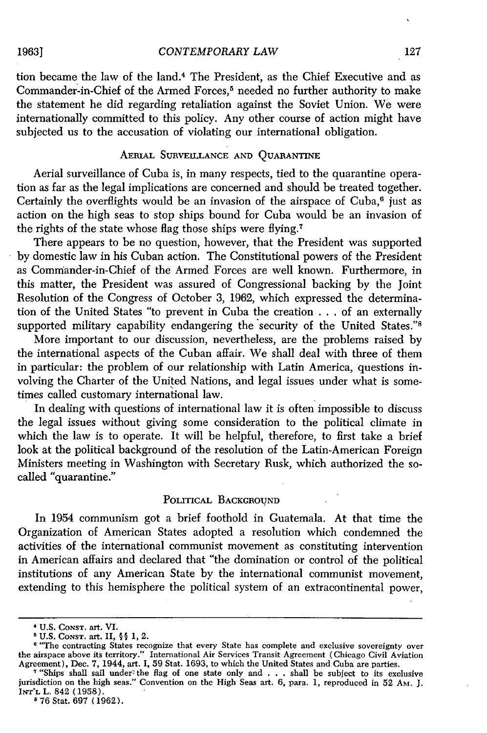tion became the law of the land.[4] The President, as the Chief Executive and as Commander-in-Chief of the Armed Forces,[5] needed no further authority to make the statement he did regarding retaliation against the Soviet Union. We were internationally committed to this policy. Any other course of action might have subjected us to the accusation of violating our international obligation.

## AERIAL SURVEILLANCE AND QUARANTINE

Aerial surveillance of Cuba is, in many respects, tied to the quarantine operation as far as the legal implications are concerned and should be treated together. Certainly the overflights would be an invasion of the airspace of Cuba,[6] just as action on the high seas to stop ships bound for Cuba would be an invasion of the rights of the state whose flag those ships were flying.[7]

There appears to be no question, however, that the President was supported by domestic law in his Cuban action. The Constitutional powers of the President as Commander-in-Chief of the Armed Forces are well known. Furthermore, in this matter, the President was assured of Congressional backing by the Joint Resolution of the Congress of October 3, 1962, which expressed the determination of the United States "to prevent in Cuba the creation . . . of an externally supported military capability endangering the security of the United States."[8]

More important to our discussion, nevertheless, are the problems raised by the international aspects of the Cuban affair. We shall deal with three of them in particular: the problem of our relationship with Latin America, questions involving the Charter of the United Nations, and legal issues under what is sometimes called customary international law.

In dealing with questions of international law it is often impossible to discuss the legal issues without giving some consideration to the political climate in which the law is to operate. It will be helpful, therefore, to first take a brief look at the political background of the resolution of the Latin-American Foreign Ministers meeting in Washington with Secretary Rusk, which authorized the so-called "quarantine."

## POLITICAL BACKGROUND

In 1954 communism got a brief foothold in Guatemala. At that time the Organization of American States adopted a resolution which condemned the activities of the international communist movement as constituting intervention in American affairs and declared that "the domination or control of the political institutions of any American State by the international communist movement, extending to this hemisphere the political system of an extracontinental power,

---

[4] U.S. CONST. art. VI.

[5] U.S. CONST. art. II, §§ 1, 2.

[6] "The contracting States recognize that every State has complete and exclusive sovereignty over the airspace above its territory." International Air Services Transit Agreement (Chicago Civil Aviation Agreement), Dec. 7, 1944, art. I, 59 Stat. 1693, to which the United States and Cuba are parties.

[7] "Ships shall sail under the flag of one state only and . . . shall be subject to its exclusive jurisdiction on the high seas." Convention on the High Seas art. 6, para. 1, reproduced in 52 AM. J. INT'L L. 842 (1958).

[8] 76 Stat. 697 (1962).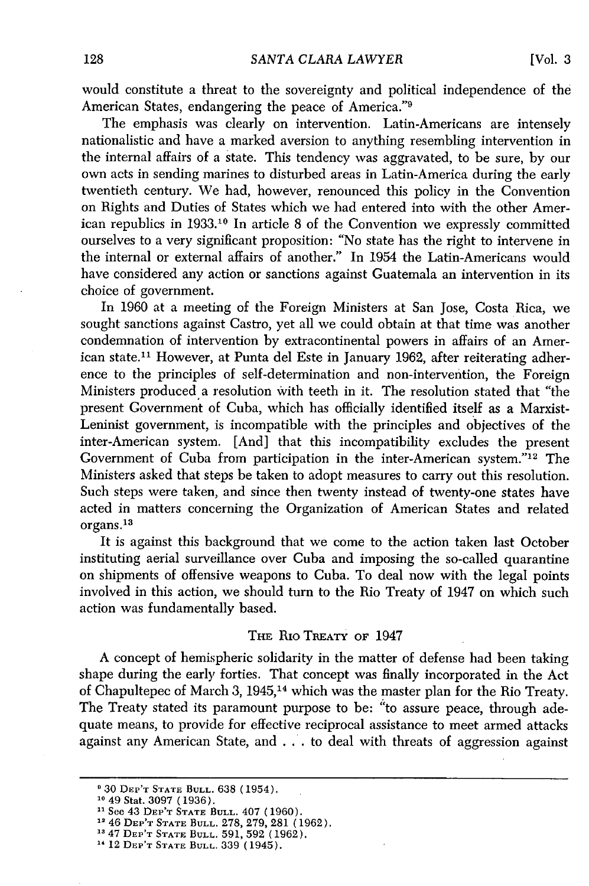would constitute a threat to the sovereignty and political independence of the American States, endangering the peace of America."[9]

The emphasis was clearly on intervention. Latin-Americans are intensely nationalistic and have a marked aversion to anything resembling intervention in the internal affairs of a state. This tendency was aggravated, to be sure, by our own acts in sending marines to disturbed areas in Latin-America during the early twentieth century. We had, however, renounced this policy in the Convention on Rights and Duties of States which we had entered into with the other American republics in 1933.[10] In article 8 of the Convention we expressly committed ourselves to a very significant proposition: "No state has the right to intervene in the internal or external affairs of another." In 1954 the Latin-Americans would have considered any action or sanctions against Guatemala an intervention in its choice of government.

In 1960 at a meeting of the Foreign Ministers at San Jose, Costa Rica, we sought sanctions against Castro, yet all we could obtain at that time was another condemnation of intervention by extracontinental powers in affairs of an American state.[11] However, at Punta del Este in January 1962, after reiterating adherence to the principles of self-determination and non-intervention, the Foreign Ministers produced a resolution with teeth in it. The resolution stated that "the present Government of Cuba, which has officially identified itself as a Marxist-Leninist government, is incompatible with the principles and objectives of the inter-American system. [And] that this incompatibility excludes the present Government of Cuba from participation in the inter-American system."[12] The Ministers asked that steps be taken to adopt measures to carry out this resolution. Such steps were taken, and since then twenty instead of twenty-one states have acted in matters concerning the Organization of American States and related organs.[13]

It is against this background that we come to the action taken last October instituting aerial surveillance over Cuba and imposing the so-called quarantine on shipments of offensive weapons to Cuba. To deal now with the legal points involved in this action, we should turn to the Rio Treaty of 1947 on which such action was fundamentally based.

## The Rio Treaty of 1947

A concept of hemispheric solidarity in the matter of defense had been taking shape during the early forties. That concept was finally incorporated in the Act of Chapultepec of March 3, 1945,[14] which was the master plan for the Rio Treaty. The Treaty stated its paramount purpose to be: "to assure peace, through adequate means, to provide for effective reciprocal assistance to meet armed attacks against any American State, and . . . to deal with threats of aggression against

---

[9] 30 Dep't State Bull. 638 (1954).

[10] 49 Stat. 3097 (1936).

[11] See 43 Dep't State Bull. 407 (1960).

[12] 46 Dep't State Bull. 278, 279, 281 (1962).

[13] 47 Dep't State Bull. 591, 592 (1962).

[14] 12 Dep't State Bull. 339 (1945).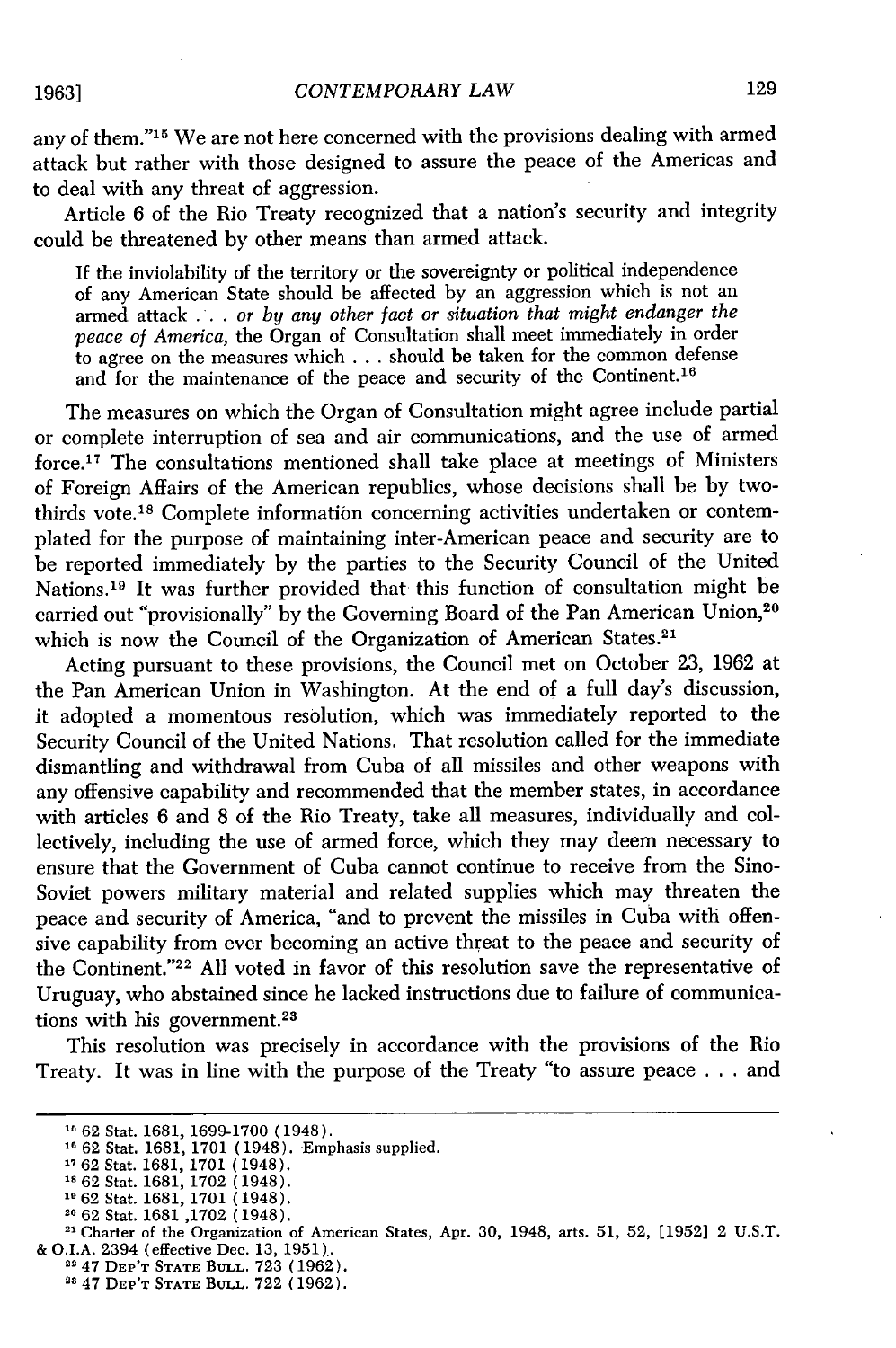any of them."[15] We are not here concerned with the provisions dealing with armed attack but rather with those designed to assure the peace of the Americas and to deal with any threat of aggression.

Article 6 of the Rio Treaty recognized that a nation's security and integrity could be threatened by other means than armed attack.

> If the inviolability of the territory or the sovereignty or political independence of any American State should be affected by an aggression which is not an armed attack . . . *or by any other fact or situation that might endanger the peace of America,* the Organ of Consultation shall meet immediately in order to agree on the measures which . . . should be taken for the common defense and for the maintenance of the peace and security of the Continent.[16]

The measures on which the Organ of Consultation might agree include partial or complete interruption of sea and air communications, and the use of armed force.[17] The consultations mentioned shall take place at meetings of Ministers of Foreign Affairs of the American republics, whose decisions shall be by two-thirds vote.[18] Complete information concerning activities undertaken or contemplated for the purpose of maintaining inter-American peace and security are to be reported immediately by the parties to the Security Council of the United Nations.[19] It was further provided that this function of consultation might be carried out "provisionally" by the Governing Board of the Pan American Union,[20] which is now the Council of the Organization of American States.[21]

Acting pursuant to these provisions, the Council met on October 23, 1962 at the Pan American Union in Washington. At the end of a full day's discussion, it adopted a momentous resolution, which was immediately reported to the Security Council of the United Nations. That resolution called for the immediate dismantling and withdrawal from Cuba of all missiles and other weapons with any offensive capability and recommended that the member states, in accordance with articles 6 and 8 of the Rio Treaty, take all measures, individually and collectively, including the use of armed force, which they may deem necessary to ensure that the Government of Cuba cannot continue to receive from the Sino-Soviet powers military material and related supplies which may threaten the peace and security of America, "and to prevent the missiles in Cuba with offensive capability from ever becoming an active threat to the peace and security of the Continent."[22] All voted in favor of this resolution save the representative of Uruguay, who abstained since he lacked instructions due to failure of communications with his government.[23]

This resolution was precisely in accordance with the provisions of the Rio Treaty. It was in line with the purpose of the Treaty "to assure peace . . . and

---

[15] 62 Stat. 1681, 1699-1700 (1948).

[16] 62 Stat. 1681, 1701 (1948). Emphasis supplied.

[17] 62 Stat. 1681, 1701 (1948).

[18] 62 Stat. 1681, 1702 (1948).

[19] 62 Stat. 1681, 1701 (1948).

[20] 62 Stat. 1681 ,1702 (1948).

[21] Charter of the Organization of American States, Apr. 30, 1948, arts. 51, 52, [1952] 2 U.S.T. & O.I.A. 2394 (effective Dec. 13, 1951).

[22] 47 DEP'T STATE BULL. 723 (1962).

[23] 47 DEP'T STATE BULL. 722 (1962).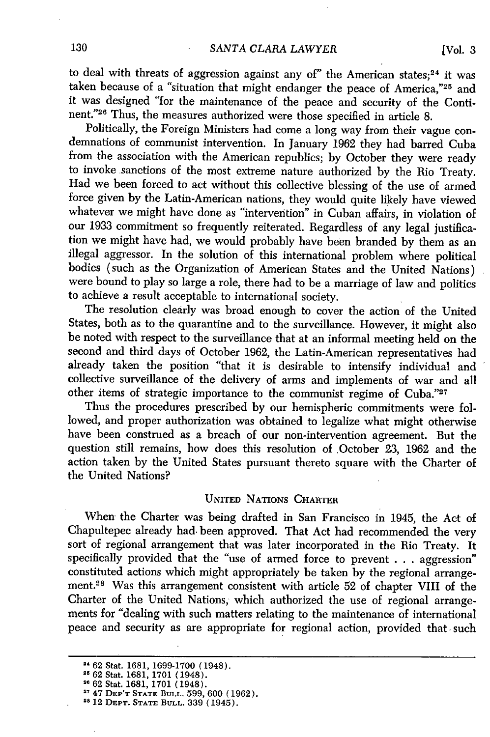to deal with threats of aggression against any of" the American states;[24] it was taken because of a "situation that might endanger the peace of America,"[25] and it was designed "for the maintenance of the peace and security of the Continent."[26] Thus, the measures authorized were those specified in article 8.

Politically, the Foreign Ministers had come a long way from their vague condemnations of communist intervention. In January 1962 they had barred Cuba from the association with the American republics; by October they were ready to invoke sanctions of the most extreme nature authorized by the Rio Treaty. Had we been forced to act without this collective blessing of the use of armed force given by the Latin-American nations, they would quite likely have viewed whatever we might have done as "intervention" in Cuban affairs, in violation of our 1933 commitment so frequently reiterated. Regardless of any legal justification we might have had, we would probably have been branded by them as an illegal aggressor. In the solution of this international problem where political bodies (such as the Organization of American States and the United Nations) were bound to play so large a role, there had to be a marriage of law and politics to achieve a result acceptable to international society.

The resolution clearly was broad enough to cover the action of the United States, both as to the quarantine and to the surveillance. However, it might also be noted with respect to the surveillance that at an informal meeting held on the second and third days of October 1962, the Latin-American representatives had already taken the position "that it is desirable to intensify individual and collective surveillance of the delivery of arms and implements of war and all other items of strategic importance to the communist regime of Cuba."[27]

Thus the procedures prescribed by our hemispheric commitments were followed, and proper authorization was obtained to legalize what might otherwise have been construed as a breach of our non-intervention agreement. But the question still remains, how does this resolution of October 23, 1962 and the action taken by the United States pursuant thereto square with the Charter of the United Nations?

## UNITED NATIONS CHARTER

When the Charter was being drafted in San Francisco in 1945, the Act of Chapultepec already had been approved. That Act had recommended the very sort of regional arrangement that was later incorporated in the Rio Treaty. It specifically provided that the "use of armed force to prevent . . . aggression" constituted actions which might appropriately be taken by the regional arrangement.[28] Was this arrangement consistent with article 52 of chapter VIII of the Charter of the United Nations, which authorized the use of regional arrangements for "dealing with such matters relating to the maintenance of international peace and security as are appropriate for regional action, provided that such

---

[24] 62 Stat. 1681, 1699-1700 (1948).

[25] 62 Stat. 1681, 1701 (1948).

[26] 62 Stat. 1681, 1701 (1948).

[27] 47 DEP'T STATE BULL. 599, 600 (1962).

[28] 12 DEPT. STATE BULL. 339 (1945).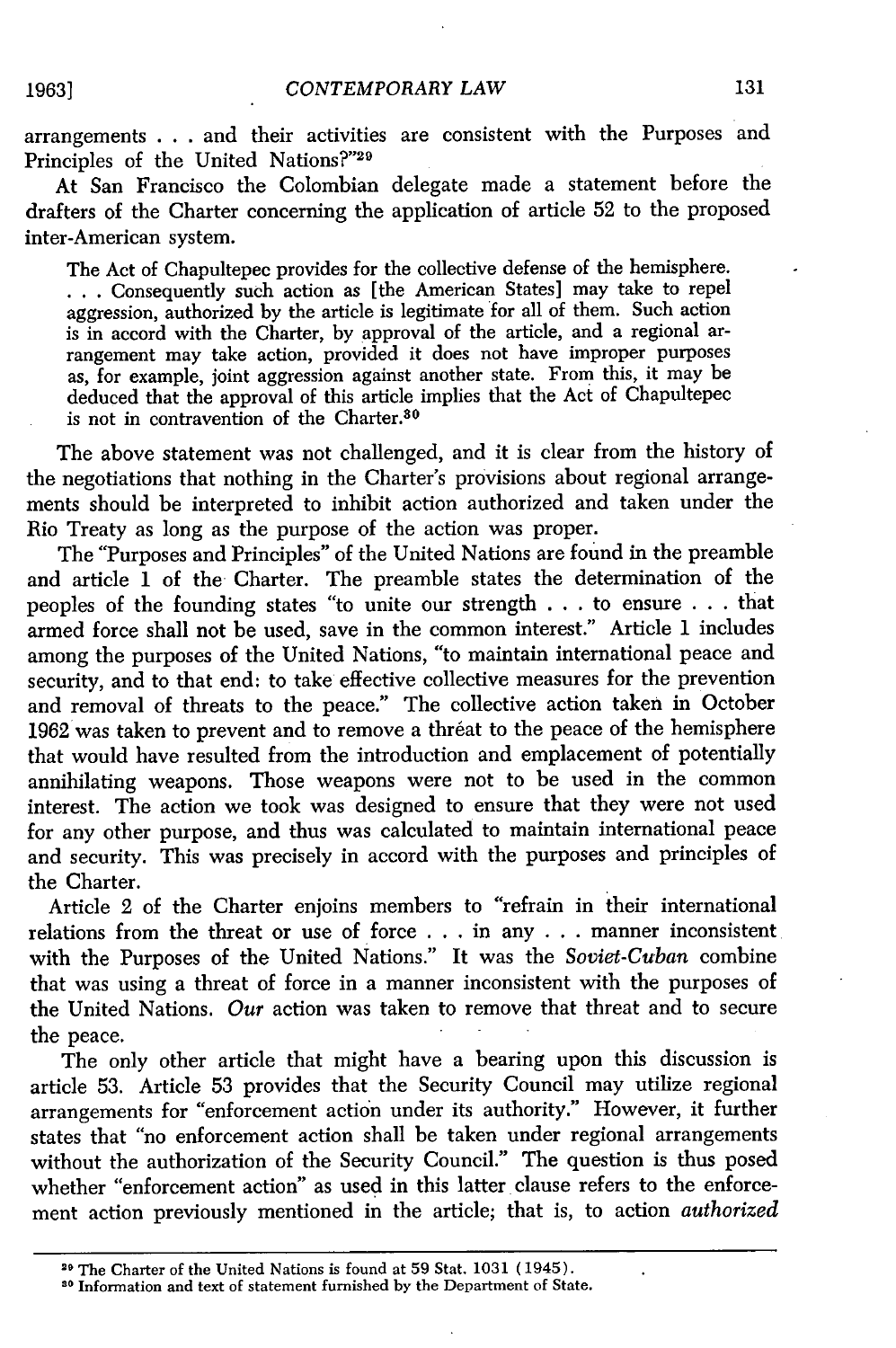arrangements . . . and their activities are consistent with the Purposes and Principles of the United Nations?"[29]

At San Francisco the Colombian delegate made a statement before the drafters of the Charter concerning the application of article 52 to the proposed inter-American system.

> The Act of Chapultepec provides for the collective defense of the hemisphere. . . . Consequently such action as [the American States] may take to repel aggression, authorized by the article is legitimate for all of them. Such action is in accord with the Charter, by approval of the article, and a regional arrangement may take action, provided it does not have improper purposes as, for example, joint aggression against another state. From this, it may be deduced that the approval of this article implies that the Act of Chapultepec is not in contravention of the Charter.[30]

The above statement was not challenged, and it is clear from the history of the negotiations that nothing in the Charter's provisions about regional arrangements should be interpreted to inhibit action authorized and taken under the Rio Treaty as long as the purpose of the action was proper.

The "Purposes and Principles" of the United Nations are found in the preamble and article 1 of the Charter. The preamble states the determination of the peoples of the founding states "to unite our strength . . . to ensure . . . that armed force shall not be used, save in the common interest." Article 1 includes among the purposes of the United Nations, "to maintain international peace and security, and to that end: to take effective collective measures for the prevention and removal of threats to the peace." The collective action taken in October 1962 was taken to prevent and to remove a threat to the peace of the hemisphere that would have resulted from the introduction and emplacement of potentially annihilating weapons. Those weapons were not to be used in the common interest. The action we took was designed to ensure that they were not used for any other purpose, and thus was calculated to maintain international peace and security. This was precisely in accord with the purposes and principles of the Charter.

Article 2 of the Charter enjoins members to "refrain in their international relations from the threat or use of force . . . in any . . . manner inconsistent with the Purposes of the United Nations." It was the *Soviet-Cuban* combine that was using a threat of force in a manner inconsistent with the purposes of the United Nations. *Our* action was taken to remove that threat and to secure the peace.

The only other article that might have a bearing upon this discussion is article 53. Article 53 provides that the Security Council may utilize regional arrangements for "enforcement action under its authority." However, it further states that "no enforcement action shall be taken under regional arrangements without the authorization of the Security Council." The question is thus posed whether "enforcement action" as used in this latter clause refers to the enforcement action previously mentioned in the article; that is, to action *authorized*

---

[29] The Charter of the United Nations is found at 59 Stat. 1031 (1945).

[30] Information and text of statement furnished by the Department of State.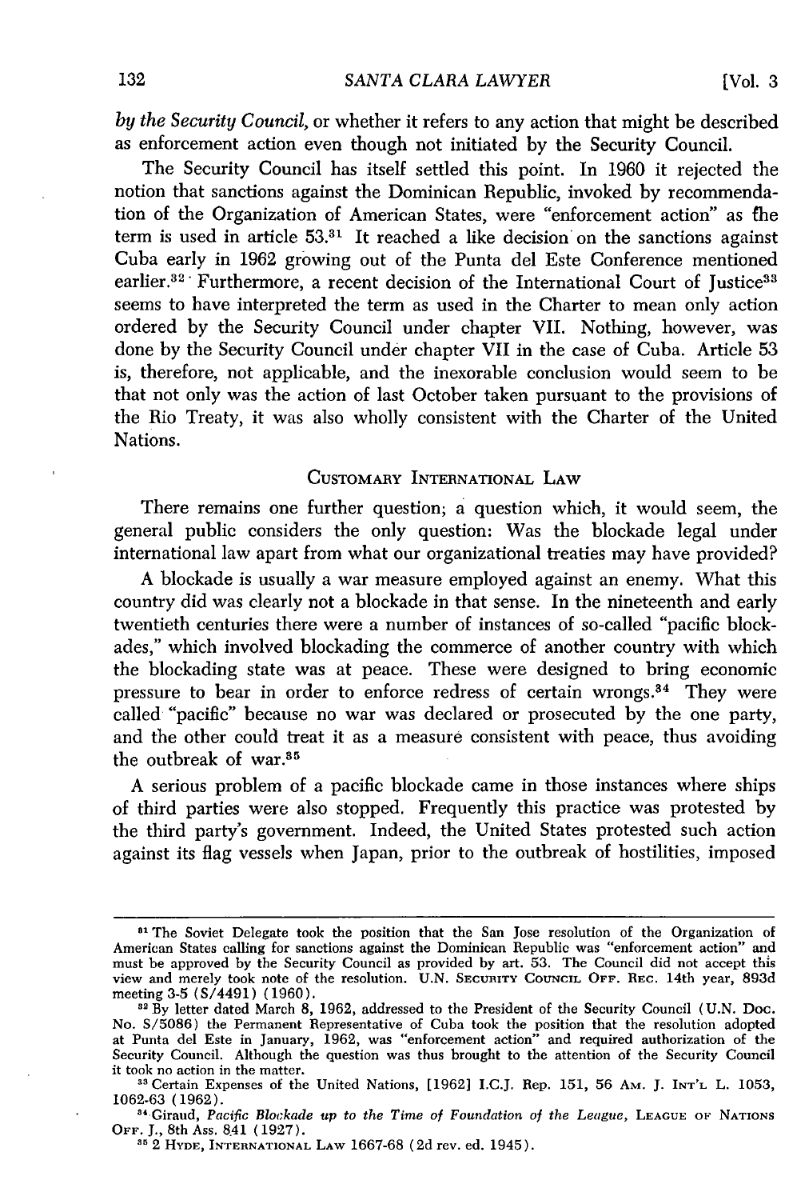*by the Security Council,* or whether it refers to any action that might be described as enforcement action even though not initiated by the Security Council.

The Security Council has itself settled this point. In 1960 it rejected the notion that sanctions against the Dominican Republic, invoked by recommendation of the Organization of American States, were "enforcement action" as the term is used in article 53.[31] It reached a like decision on the sanctions against Cuba early in 1962 growing out of the Punta del Este Conference mentioned earlier.[32] Furthermore, a recent decision of the International Court of Justice[33] seems to have interpreted the term as used in the Charter to mean only action ordered by the Security Council under chapter VII. Nothing, however, was done by the Security Council under chapter VII in the case of Cuba. Article 53 is, therefore, not applicable, and the inexorable conclusion would seem to be that not only was the action of last October taken pursuant to the provisions of the Rio Treaty, it was also wholly consistent with the Charter of the United Nations.

## CUSTOMARY INTERNATIONAL LAW

There remains one further question; a question which, it would seem, the general public considers the only question: Was the blockade legal under international law apart from what our organizational treaties may have provided?

A blockade is usually a war measure employed against an enemy. What this country did was clearly not a blockade in that sense. In the nineteenth and early twentieth centuries there were a number of instances of so-called "pacific blockades," which involved blockading the commerce of another country with which the blockading state was at peace. These were designed to bring economic pressure to bear in order to enforce redress of certain wrongs.[34] They were called "pacific" because no war was declared or prosecuted by the one party, and the other could treat it as a measure consistent with peace, thus avoiding the outbreak of war.[35]

A serious problem of a pacific blockade came in those instances where ships of third parties were also stopped. Frequently this practice was protested by the third party's government. Indeed, the United States protested such action against its flag vessels when Japan, prior to the outbreak of hostilities, imposed

---

[31] The Soviet Delegate took the position that the San Jose resolution of the Organization of American States calling for sanctions against the Dominican Republic was "enforcement action" and must be approved by the Security Council as provided by art. 53. The Council did not accept this view and merely took note of the resolution. U.N. SECURITY COUNCIL OFF. REC. 14th year, 893d meeting 3-5 (S/4491) (1960).

[32] By letter dated March 8, 1962, addressed to the President of the Security Council (U.N. Doc. No. S/5086) the Permanent Representative of Cuba took the position that the resolution adopted at Punta del Este in January, 1962, was "enforcement action" and required authorization of the Security Council. Although the question was thus brought to the attention of the Security Council it took no action in the matter.

[33] Certain Expenses of the United Nations, [1962] I.C.J. Rep. 151, 56 AM. J. INT'L L. 1053, 1062-63 (1962).

[34] Giraud, *Pacific Blockade up to the Time of Foundation of the League*, LEAGUE OF NATIONS OFF. J., 8th Ass. 841 (1927).

[35] 2 HYDE, INTERNATIONAL LAW 1667-68 (2d rev. ed. 1945).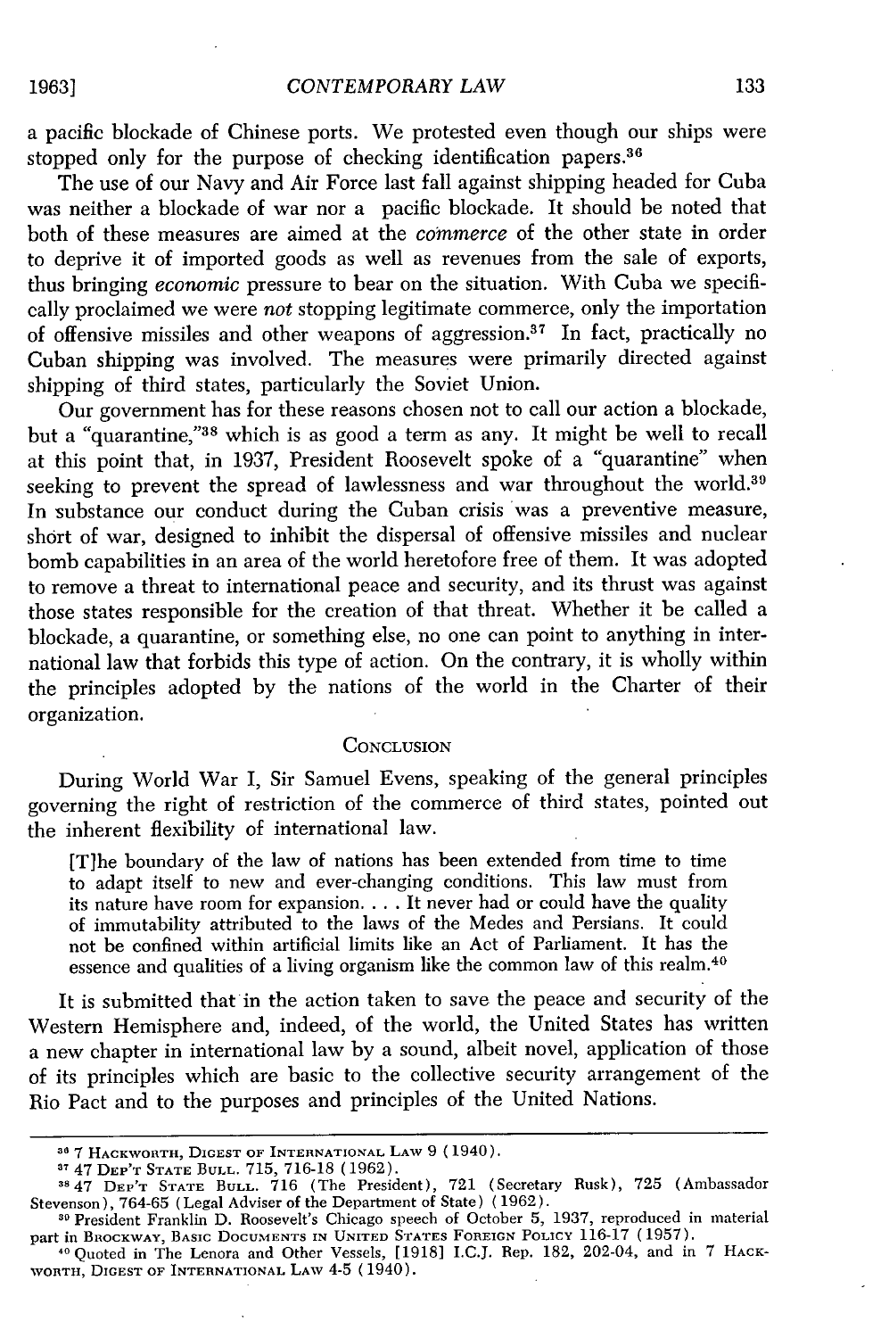a pacific blockade of Chinese ports. We protested even though our ships were stopped only for the purpose of checking identification papers.[36]

The use of our Navy and Air Force last fall against shipping headed for Cuba was neither a blockade of war nor a pacific blockade. It should be noted that both of these measures are aimed at the *commerce* of the other state in order to deprive it of imported goods as well as revenues from the sale of exports, thus bringing *economic* pressure to bear on the situation. With Cuba we specifically proclaimed we were *not* stopping legitimate commerce, only the importation of offensive missiles and other weapons of aggression.[37] In fact, practically no Cuban shipping was involved. The measures were primarily directed against shipping of third states, particularly the Soviet Union.

Our government has for these reasons chosen not to call our action a blockade, but a "quarantine,"[38] which is as good a term as any. It might be well to recall at this point that, in 1937, President Roosevelt spoke of a "quarantine" when seeking to prevent the spread of lawlessness and war throughout the world.[39] In substance our conduct during the Cuban crisis was a preventive measure, short of war, designed to inhibit the dispersal of offensive missiles and nuclear bomb capabilities in an area of the world heretofore free of them. It was adopted to remove a threat to international peace and security, and its thrust was against those states responsible for the creation of that threat. Whether it be called a blockade, a quarantine, or something else, no one can point to anything in international law that forbids this type of action. On the contrary, it is wholly within the principles adopted by the nations of the world in the Charter of their organization.

## Conclusion

During World War I, Sir Samuel Evens, speaking of the general principles governing the right of restriction of the commerce of third states, pointed out the inherent flexibility of international law.

> [T]he boundary of the law of nations has been extended from time to time to adapt itself to new and ever-changing conditions. This law must from its nature have room for expansion. . . . It never had or could have the quality of immutability attributed to the laws of the Medes and Persians. It could not be confined within artificial limits like an Act of Parliament. It has the essence and qualities of a living organism like the common law of this realm.[40]

It is submitted that in the action taken to save the peace and security of the Western Hemisphere and, indeed, of the world, the United States has written a new chapter in international law by a sound, albeit novel, application of those of its principles which are basic to the collective security arrangement of the Rio Pact and to the purposes and principles of the United Nations.

---

[36] 7 Hackworth, Digest of International Law 9 (1940).

[37] 47 Dep't State Bull. 715, 716-18 (1962).

[38] 47 Dep't State Bull. 716 (The President), 721 (Secretary Rusk), 725 (Ambassador Stevenson), 764-65 (Legal Adviser of the Department of State) (1962).

[39] President Franklin D. Roosevelt's Chicago speech of October 5, 1937, reproduced in material part in Brockway, Basic Documents in United States Foreign Policy 116-17 (1957).

[40] Quoted in The Lenora and Other Vessels, [1918] I.C.J. Rep. 182, 202-04, and in 7 Hackworth, Digest of International Law 4-5 (1940).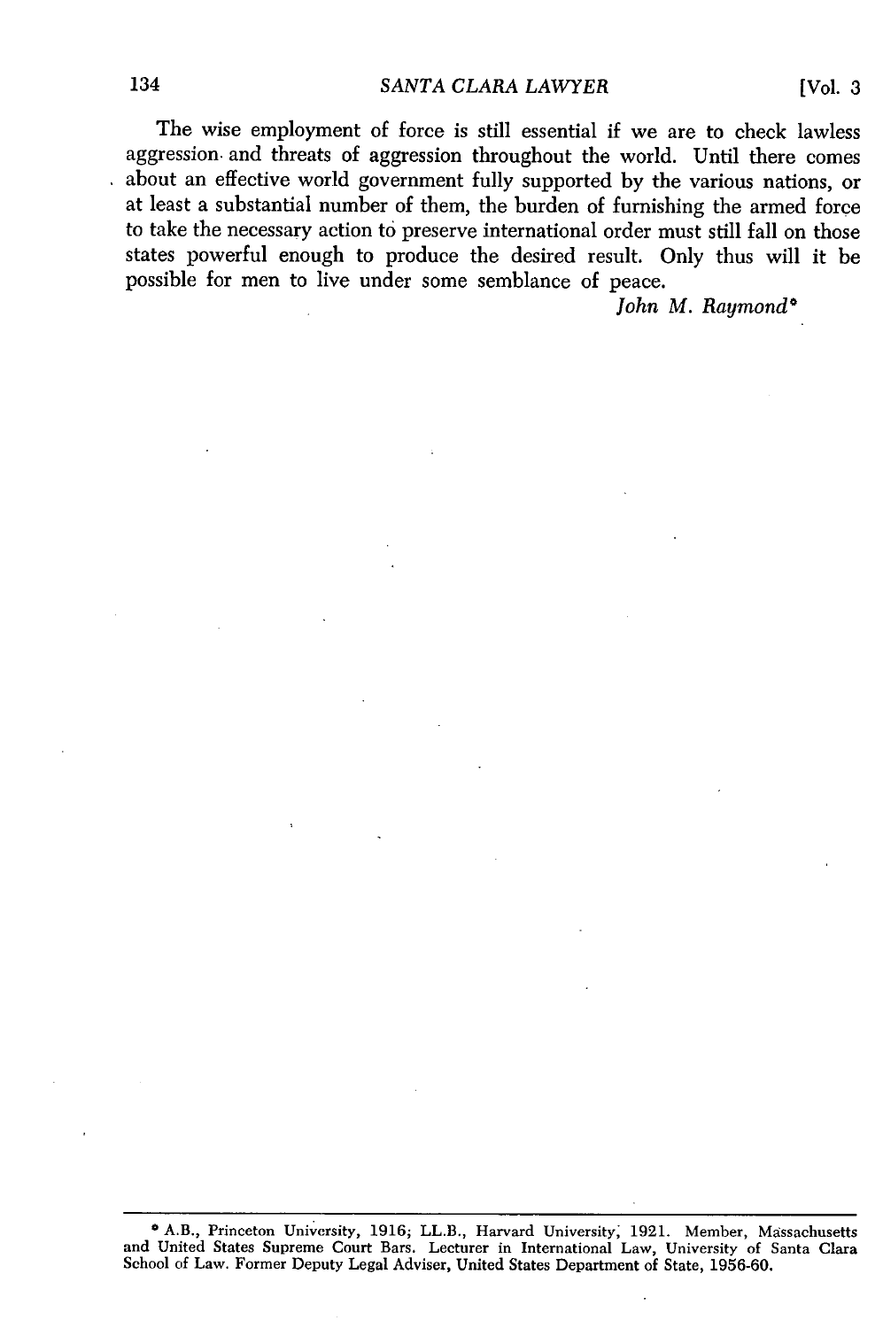The wise employment of force is still essential if we are to check lawless aggression and threats of aggression throughout the world. Until there comes about an effective world government fully supported by the various nations, or at least a substantial number of them, the burden of furnishing the armed force to take the necessary action to preserve international order must still fall on those states powerful enough to produce the desired result. Only thus will it be possible for men to live under some semblance of peace.

*John M. Raymond*[*]

---

[*] A.B., Princeton University, 1916; LL.B., Harvard University, 1921. Member, Massachusetts and United States Supreme Court Bars. Lecturer in International Law, University of Santa Clara School of Law. Former Deputy Legal Adviser, United States Department of State, 1956-60.